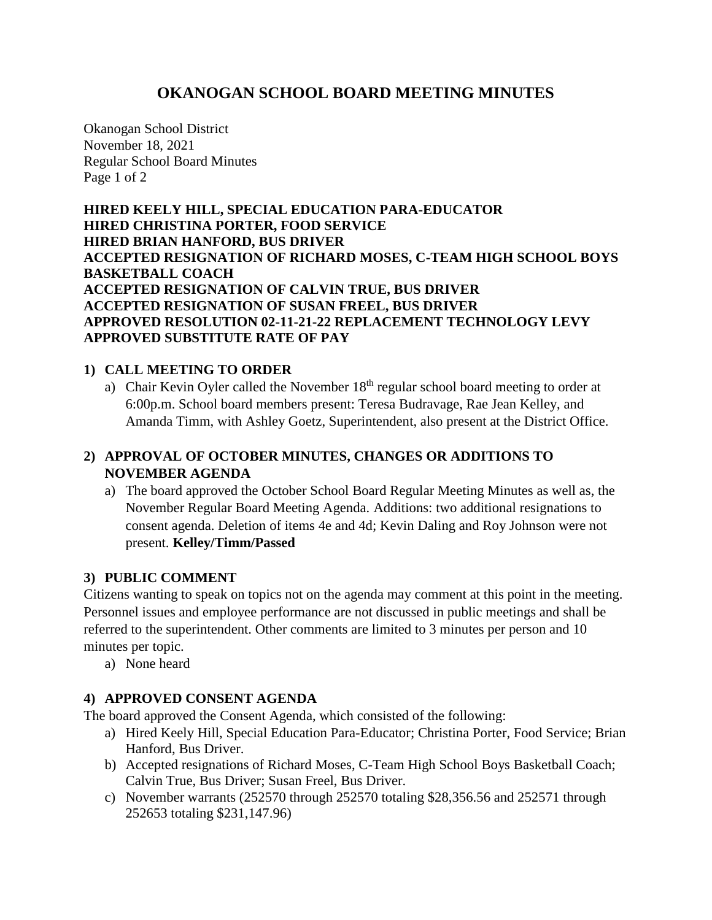# OKANOGAN SCHOOL BOARD MEETING MINUTES

Okanogan School District
November 18, 2021
Regular School Board Minutes

**HIRED KEELY HILL, SPECIAL EDUCATION PARA-EDUCATOR**
**HIRED CHRISTINA PORTER, FOOD SERVICE**
**HIRED BRIAN HANFORD, BUS DRIVER**
**ACCEPTED RESIGNATION OF RICHARD MOSES, C-TEAM HIGH SCHOOL BOYS BASKETBALL COACH**
**ACCEPTED RESIGNATION OF CALVIN TRUE, BUS DRIVER**
**ACCEPTED RESIGNATION OF SUSAN FREEL, BUS DRIVER**
**APPROVED RESOLUTION 02-11-21-22 REPLACEMENT TECHNOLOGY LEVY**
**APPROVED SUBSTITUTE RATE OF PAY**

## 1) CALL MEETING TO ORDER

a) Chair Kevin Oyler called the November 18th regular school board meeting to order at 6:00p.m. School board members present: Teresa Budravage, Rae Jean Kelley, and Amanda Timm, with Ashley Goetz, Superintendent, also present at the District Office.

## 2) APPROVAL OF OCTOBER MINUTES, CHANGES OR ADDITIONS TO NOVEMBER AGENDA

a) The board approved the October School Board Regular Meeting Minutes as well as, the November Regular Board Meeting Agenda. Additions: two additional resignations to consent agenda. Deletion of items 4e and 4d; Kevin Daling and Roy Johnson were not present. **Kelley/Timm/Passed**

## 3) PUBLIC COMMENT

Citizens wanting to speak on topics not on the agenda may comment at this point in the meeting. Personnel issues and employee performance are not discussed in public meetings and shall be referred to the superintendent. Other comments are limited to 3 minutes per person and 10 minutes per topic.

a) None heard

## 4) APPROVED CONSENT AGENDA

The board approved the Consent Agenda, which consisted of the following:

a) Hired Keely Hill, Special Education Para-Educator; Christina Porter, Food Service; Brian Hanford, Bus Driver.
b) Accepted resignations of Richard Moses, C-Team High School Boys Basketball Coach; Calvin True, Bus Driver; Susan Freel, Bus Driver.
c) November warrants (252570 through 252570 totaling $28,356.56 and 252571 through 252653 totaling $231,147.96)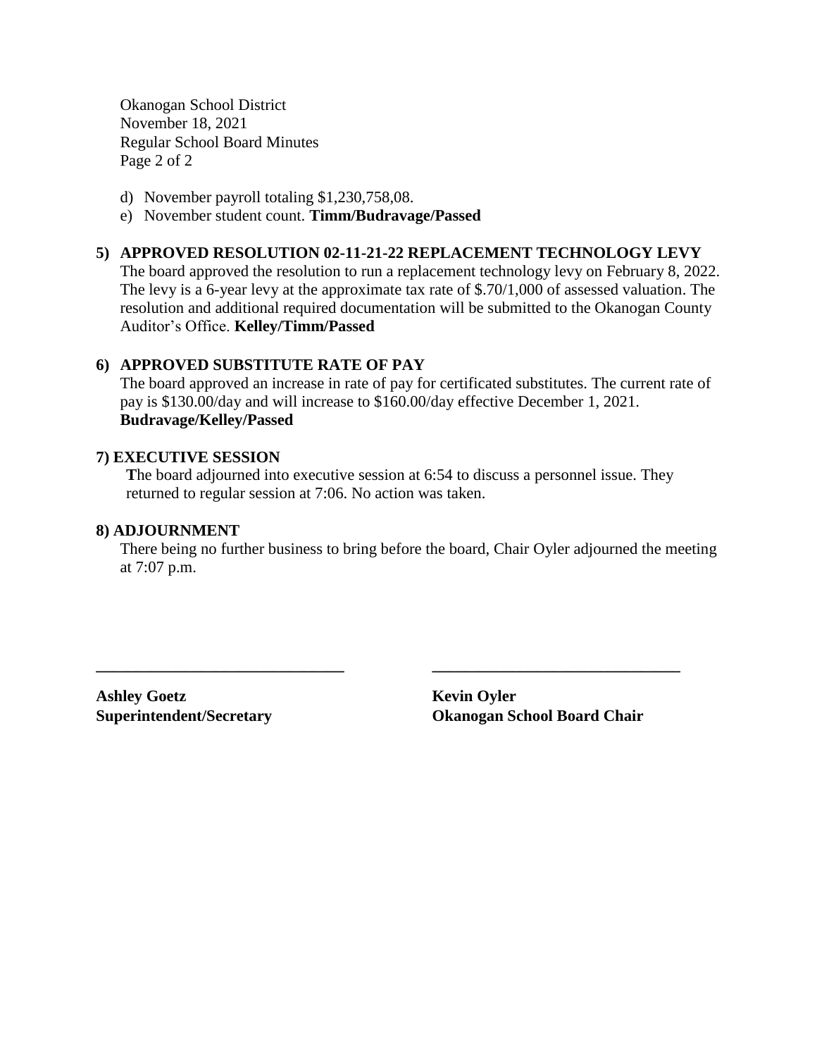d) November payroll totaling $1,230,758,08.
e) November student count. **Timm/Budravage/Passed**

## 5) APPROVED RESOLUTION 02-11-21-22 REPLACEMENT TECHNOLOGY LEVY

The board approved the resolution to run a replacement technology levy on February 8, 2022. The levy is a 6-year levy at the approximate tax rate of $.70/1,000 of assessed valuation. The resolution and additional required documentation will be submitted to the Okanogan County Auditor's Office. **Kelley/Timm/Passed**

## 6) APPROVED SUBSTITUTE RATE OF PAY

The board approved an increase in rate of pay for certificated substitutes. The current rate of pay is $130.00/day and will increase to $160.00/day effective December 1, 2021. **Budravage/Kelley/Passed**

## 7) EXECUTIVE SESSION

The board adjourned into executive session at 6:54 to discuss a personnel issue. They returned to regular session at 7:06. No action was taken.

## 8) ADJOURNMENT

There being no further business to bring before the board, Chair Oyler adjourned the meeting at 7:07 p.m.

_______________________________

**Ashley Goetz**
**Superintendent/Secretary**

_______________________________

**Kevin Oyler**
**Okanogan School Board Chair**